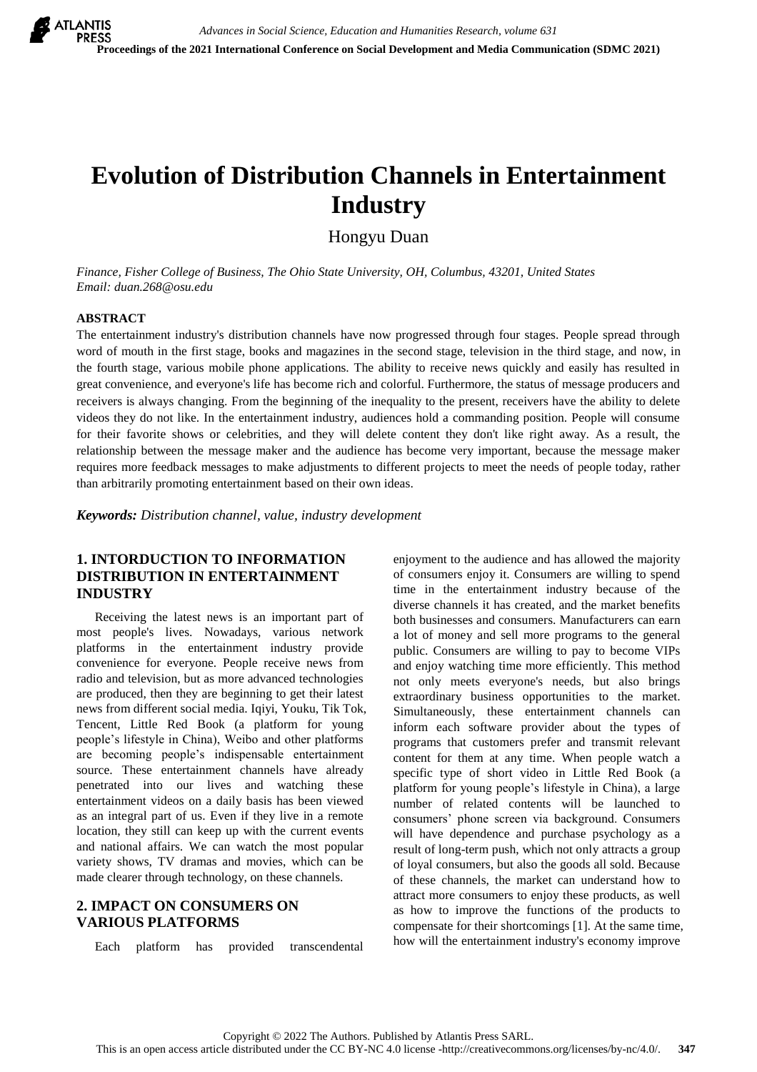# Evolution of Distribution Channels in Entertainment Industry

Hongyu Duan

*Finance, Fisher College of Business, The Ohio State University, OH, Columbus, 43201, United States*
*Email: duan.268@osu.edu*

## ABSTRACT

The entertainment industry's distribution channels have now progressed through four stages. People spread through word of mouth in the first stage, books and magazines in the second stage, television in the third stage, and now, in the fourth stage, various mobile phone applications. The ability to receive news quickly and easily has resulted in great convenience, and everyone's life has become rich and colorful. Furthermore, the status of message producers and receivers is always changing. From the beginning of the inequality to the present, receivers have the ability to delete videos they do not like. In the entertainment industry, audiences hold a commanding position. People will consume for their favorite shows or celebrities, and they will delete content they don't like right away. As a result, the relationship between the message maker and the audience has become very important, because the message maker requires more feedback messages to make adjustments to different projects to meet the needs of people today, rather than arbitrarily promoting entertainment based on their own ideas.

***Keywords:*** *Distribution channel, value, industry development*

## 1. INTORDUCTION TO INFORMATION DISTRIBUTION IN ENTERTAINMENT INDUSTRY

Receiving the latest news is an important part of most people's lives. Nowadays, various network platforms in the entertainment industry provide convenience for everyone. People receive news from radio and television, but as more advanced technologies are produced, then they are beginning to get their latest news from different social media. Iqiyi, Youku, Tik Tok, Tencent, Little Red Book (a platform for young people's lifestyle in China), Weibo and other platforms are becoming people's indispensable entertainment source. These entertainment channels have already penetrated into our lives and watching these entertainment videos on a daily basis has been viewed as an integral part of us. Even if they live in a remote location, they still can keep up with the current events and national affairs. We can watch the most popular variety shows, TV dramas and movies, which can be made clearer through technology, on these channels.

## 2. IMPACT ON CONSUMERS ON VARIOUS PLATFORMS

Each platform has provided transcendental enjoyment to the audience and has allowed the majority of consumers enjoy it. Consumers are willing to spend time in the entertainment industry because of the diverse channels it has created, and the market benefits both businesses and consumers. Manufacturers can earn a lot of money and sell more programs to the general public. Consumers are willing to pay to become VIPs and enjoy watching time more efficiently. This method not only meets everyone's needs, but also brings extraordinary business opportunities to the market. Simultaneously, these entertainment channels can inform each software provider about the types of programs that customers prefer and transmit relevant content for them at any time. When people watch a specific type of short video in Little Red Book (a platform for young people's lifestyle in China), a large number of related contents will be launched to consumers' phone screen via background. Consumers will have dependence and purchase psychology as a result of long-term push, which not only attracts a group of loyal consumers, but also the goods all sold. Because of these channels, the market can understand how to attract more consumers to enjoy these products, as well as how to improve the functions of the products to compensate for their shortcomings [1]. At the same time, how will the entertainment industry's economy improve

Copyright © 2022 The Authors. Published by Atlantis Press SARL.
This is an open access article distributed under the CC BY-NC 4.0 license -http://creativecommons.org/licenses/by-nc/4.0/.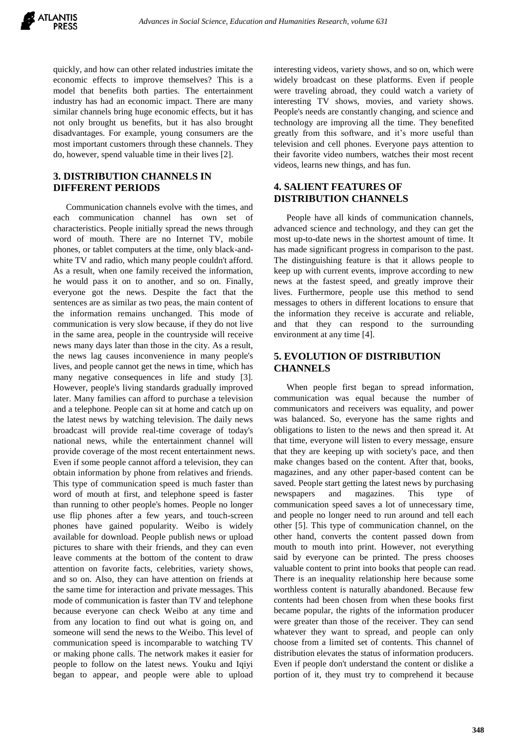quickly, and how can other related industries imitate the economic effects to improve themselves? This is a model that benefits both parties. The entertainment industry has had an economic impact. There are many similar channels bring huge economic effects, but it has not only brought us benefits, but it has also brought disadvantages. For example, young consumers are the most important customers through these channels. They do, however, spend valuable time in their lives [2].

## 3. DISTRIBUTION CHANNELS IN DIFFERENT PERIODS

Communication channels evolve with the times, and each communication channel has own set of characteristics. People initially spread the news through word of mouth. There are no Internet TV, mobile phones, or tablet computers at the time, only black-and-white TV and radio, which many people couldn't afford. As a result, when one family received the information, he would pass it on to another, and so on. Finally, everyone got the news. Despite the fact that the sentences are as similar as two peas, the main content of the information remains unchanged. This mode of communication is very slow because, if they do not live in the same area, people in the countryside will receive news many days later than those in the city. As a result, the news lag causes inconvenience in many people's lives, and people cannot get the news in time, which has many negative consequences in life and study [3]. However, people's living standards gradually improved later. Many families can afford to purchase a television and a telephone. People can sit at home and catch up on the latest news by watching television. The daily news broadcast will provide real-time coverage of today's national news, while the entertainment channel will provide coverage of the most recent entertainment news. Even if some people cannot afford a television, they can obtain information by phone from relatives and friends. This type of communication speed is much faster than word of mouth at first, and telephone speed is faster than running to other people's homes. People no longer use flip phones after a few years, and touch-screen phones have gained popularity. Weibo is widely available for download. People publish news or upload pictures to share with their friends, and they can even leave comments at the bottom of the content to draw attention on favorite facts, celebrities, variety shows, and so on. Also, they can have attention on friends at the same time for interaction and private messages. This mode of communication is faster than TV and telephone because everyone can check Weibo at any time and from any location to find out what is going on, and someone will send the news to the Weibo. This level of communication speed is incomparable to watching TV or making phone calls. The network makes it easier for people to follow on the latest news. Youku and Iqiyi began to appear, and people were able to upload interesting videos, variety shows, and so on, which were widely broadcast on these platforms. Even if people were traveling abroad, they could watch a variety of interesting TV shows, movies, and variety shows. People's needs are constantly changing, and science and technology are improving all the time. They benefited greatly from this software, and it's more useful than television and cell phones. Everyone pays attention to their favorite video numbers, watches their most recent videos, learns new things, and has fun.

## 4. SALIENT FEATURES OF DISTRIBUTION CHANNELS

People have all kinds of communication channels, advanced science and technology, and they can get the most up-to-date news in the shortest amount of time. It has made significant progress in comparison to the past. The distinguishing feature is that it allows people to keep up with current events, improve according to new news at the fastest speed, and greatly improve their lives. Furthermore, people use this method to send messages to others in different locations to ensure that the information they receive is accurate and reliable, and that they can respond to the surrounding environment at any time [4].

## 5. EVOLUTION OF DISTRIBUTION CHANNELS

When people first began to spread information, communication was equal because the number of communicators and receivers was equality, and power was balanced. So, everyone has the same rights and obligations to listen to the news and then spread it. At that time, everyone will listen to every message, ensure that they are keeping up with society's pace, and then make changes based on the content. After that, books, magazines, and any other paper-based content can be saved. People start getting the latest news by purchasing newspapers and magazines. This type of communication speed saves a lot of unnecessary time, and people no longer need to run around and tell each other [5]. This type of communication channel, on the other hand, converts the content passed down from mouth to mouth into print. However, not everything said by everyone can be printed. The press chooses valuable content to print into books that people can read. There is an inequality relationship here because some worthless content is naturally abandoned. Because few contents had been chosen from when these books first became popular, the rights of the information producer were greater than those of the receiver. They can send whatever they want to spread, and people can only choose from a limited set of contents. This channel of distribution elevates the status of information producers. Even if people don't understand the content or dislike a portion of it, they must try to comprehend it because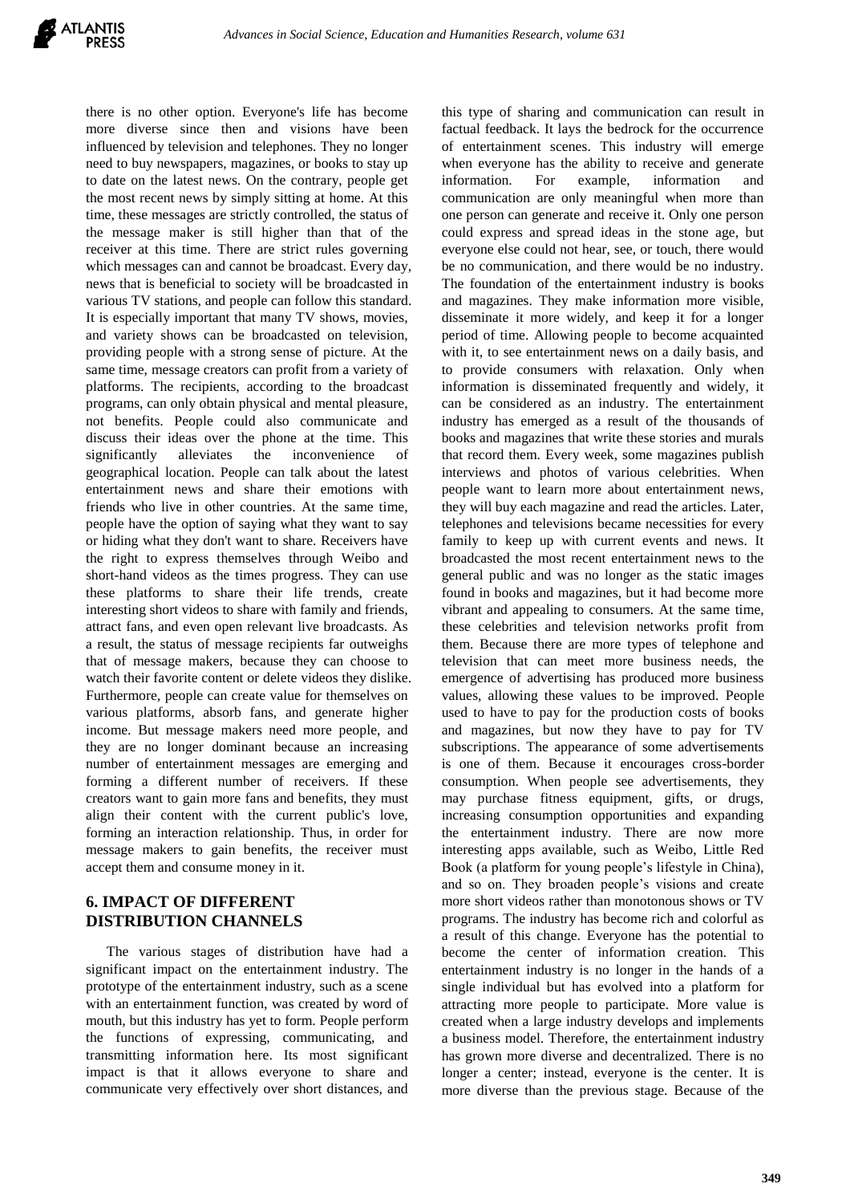there is no other option. Everyone's life has become more diverse since then and visions have been influenced by television and telephones. They no longer need to buy newspapers, magazines, or books to stay up to date on the latest news. On the contrary, people get the most recent news by simply sitting at home. At this time, these messages are strictly controlled, the status of the message maker is still higher than that of the receiver at this time. There are strict rules governing which messages can and cannot be broadcast. Every day, news that is beneficial to society will be broadcasted in various TV stations, and people can follow this standard. It is especially important that many TV shows, movies, and variety shows can be broadcasted on television, providing people with a strong sense of picture. At the same time, message creators can profit from a variety of platforms. The recipients, according to the broadcast programs, can only obtain physical and mental pleasure, not benefits. People could also communicate and discuss their ideas over the phone at the time. This significantly alleviates the inconvenience of geographical location. People can talk about the latest entertainment news and share their emotions with friends who live in other countries. At the same time, people have the option of saying what they want to say or hiding what they don't want to share. Receivers have the right to express themselves through Weibo and short-hand videos as the times progress. They can use these platforms to share their life trends, create interesting short videos to share with family and friends, attract fans, and even open relevant live broadcasts. As a result, the status of message recipients far outweighs that of message makers, because they can choose to watch their favorite content or delete videos they dislike. Furthermore, people can create value for themselves on various platforms, absorb fans, and generate higher income. But message makers need more people, and they are no longer dominant because an increasing number of entertainment messages are emerging and forming a different number of receivers. If these creators want to gain more fans and benefits, they must align their content with the current public's love, forming an interaction relationship. Thus, in order for message makers to gain benefits, the receiver must accept them and consume money in it.

## 6. IMPACT OF DIFFERENT DISTRIBUTION CHANNELS

The various stages of distribution have had a significant impact on the entertainment industry. The prototype of the entertainment industry, such as a scene with an entertainment function, was created by word of mouth, but this industry has yet to form. People perform the functions of expressing, communicating, and transmitting information here. Its most significant impact is that it allows everyone to share and communicate very effectively over short distances, and this type of sharing and communication can result in factual feedback. It lays the bedrock for the occurrence of entertainment scenes. This industry will emerge when everyone has the ability to receive and generate information. For example, information and communication are only meaningful when more than one person can generate and receive it. Only one person could express and spread ideas in the stone age, but everyone else could not hear, see, or touch, there would be no communication, and there would be no industry. The foundation of the entertainment industry is books and magazines. They make information more visible, disseminate it more widely, and keep it for a longer period of time. Allowing people to become acquainted with it, to see entertainment news on a daily basis, and to provide consumers with relaxation. Only when information is disseminated frequently and widely, it can be considered as an industry. The entertainment industry has emerged as a result of the thousands of books and magazines that write these stories and murals that record them. Every week, some magazines publish interviews and photos of various celebrities. When people want to learn more about entertainment news, they will buy each magazine and read the articles. Later, telephones and televisions became necessities for every family to keep up with current events and news. It broadcasted the most recent entertainment news to the general public and was no longer as the static images found in books and magazines, but it had become more vibrant and appealing to consumers. At the same time, these celebrities and television networks profit from them. Because there are more types of telephone and television that can meet more business needs, the emergence of advertising has produced more business values, allowing these values to be improved. People used to have to pay for the production costs of books and magazines, but now they have to pay for TV subscriptions. The appearance of some advertisements is one of them. Because it encourages cross-border consumption. When people see advertisements, they may purchase fitness equipment, gifts, or drugs, increasing consumption opportunities and expanding the entertainment industry. There are now more interesting apps available, such as Weibo, Little Red Book (a platform for young people's lifestyle in China), and so on. They broaden people's visions and create more short videos rather than monotonous shows or TV programs. The industry has become rich and colorful as a result of this change. Everyone has the potential to become the center of information creation. This entertainment industry is no longer in the hands of a single individual but has evolved into a platform for attracting more people to participate. More value is created when a large industry develops and implements a business model. Therefore, the entertainment industry has grown more diverse and decentralized. There is no longer a center; instead, everyone is the center. It is more diverse than the previous stage. Because of the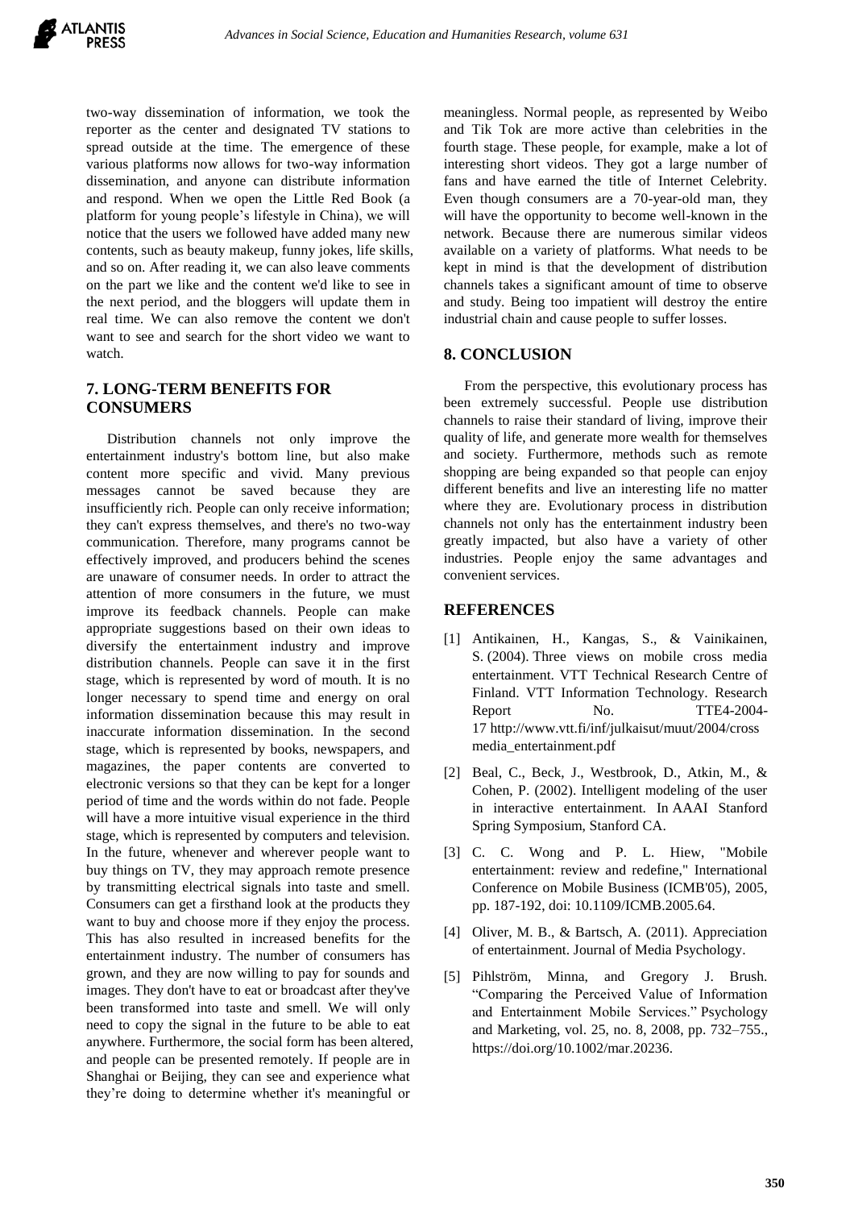two-way dissemination of information, we took the reporter as the center and designated TV stations to spread outside at the time. The emergence of these various platforms now allows for two-way information dissemination, and anyone can distribute information and respond. When we open the Little Red Book (a platform for young people's lifestyle in China), we will notice that the users we followed have added many new contents, such as beauty makeup, funny jokes, life skills, and so on. After reading it, we can also leave comments on the part we like and the content we'd like to see in the next period, and the bloggers will update them in real time. We can also remove the content we don't want to see and search for the short video we want to watch.

## 7. LONG-TERM BENEFITS FOR CONSUMERS

Distribution channels not only improve the entertainment industry's bottom line, but also make content more specific and vivid. Many previous messages cannot be saved because they are insufficiently rich. People can only receive information; they can't express themselves, and there's no two-way communication. Therefore, many programs cannot be effectively improved, and producers behind the scenes are unaware of consumer needs. In order to attract the attention of more consumers in the future, we must improve its feedback channels. People can make appropriate suggestions based on their own ideas to diversify the entertainment industry and improve distribution channels. People can save it in the first stage, which is represented by word of mouth. It is no longer necessary to spend time and energy on oral information dissemination because this may result in inaccurate information dissemination. In the second stage, which is represented by books, newspapers, and magazines, the paper contents are converted to electronic versions so that they can be kept for a longer period of time and the words within do not fade. People will have a more intuitive visual experience in the third stage, which is represented by computers and television. In the future, whenever and wherever people want to buy things on TV, they may approach remote presence by transmitting electrical signals into taste and smell. Consumers can get a firsthand look at the products they want to buy and choose more if they enjoy the process. This has also resulted in increased benefits for the entertainment industry. The number of consumers has grown, and they are now willing to pay for sounds and images. They don't have to eat or broadcast after they've been transformed into taste and smell. We will only need to copy the signal in the future to be able to eat anywhere. Furthermore, the social form has been altered, and people can be presented remotely. If people are in Shanghai or Beijing, they can see and experience what they're doing to determine whether it's meaningful or meaningless. Normal people, as represented by Weibo and Tik Tok are more active than celebrities in the fourth stage. These people, for example, make a lot of interesting short videos. They got a large number of fans and have earned the title of Internet Celebrity. Even though consumers are a 70-year-old man, they will have the opportunity to become well-known in the network. Because there are numerous similar videos available on a variety of platforms. What needs to be kept in mind is that the development of distribution channels takes a significant amount of time to observe and study. Being too impatient will destroy the entire industrial chain and cause people to suffer losses.

## 8. CONCLUSION

From the perspective, this evolutionary process has been extremely successful. People use distribution channels to raise their standard of living, improve their quality of life, and generate more wealth for themselves and society. Furthermore, methods such as remote shopping are being expanded so that people can enjoy different benefits and live an interesting life no matter where they are. Evolutionary process in distribution channels not only has the entertainment industry been greatly impacted, but also have a variety of other industries. People enjoy the same advantages and convenient services.

## REFERENCES

[1] Antikainen, H., Kangas, S., & Vainikainen, S. (2004). Three views on mobile cross media entertainment. VTT Technical Research Centre of Finland. VTT Information Technology. Research Report No. TTE4-2004-17 http://www.vtt.fi/inf/julkaisut/muut/2004/cross media_entertainment.pdf

[2] Beal, C., Beck, J., Westbrook, D., Atkin, M., & Cohen, P. (2002). Intelligent modeling of the user in interactive entertainment. In AAAI Stanford Spring Symposium, Stanford CA.

[3] C. C. Wong and P. L. Hiew, "Mobile entertainment: review and redefine," International Conference on Mobile Business (ICMB'05), 2005, pp. 187-192, doi: 10.1109/ICMB.2005.64.

[4] Oliver, M. B., & Bartsch, A. (2011). Appreciation of entertainment. Journal of Media Psychology.

[5] Pihlström, Minna, and Gregory J. Brush. "Comparing the Perceived Value of Information and Entertainment Mobile Services." Psychology and Marketing, vol. 25, no. 8, 2008, pp. 732–755., https://doi.org/10.1002/mar.20236.